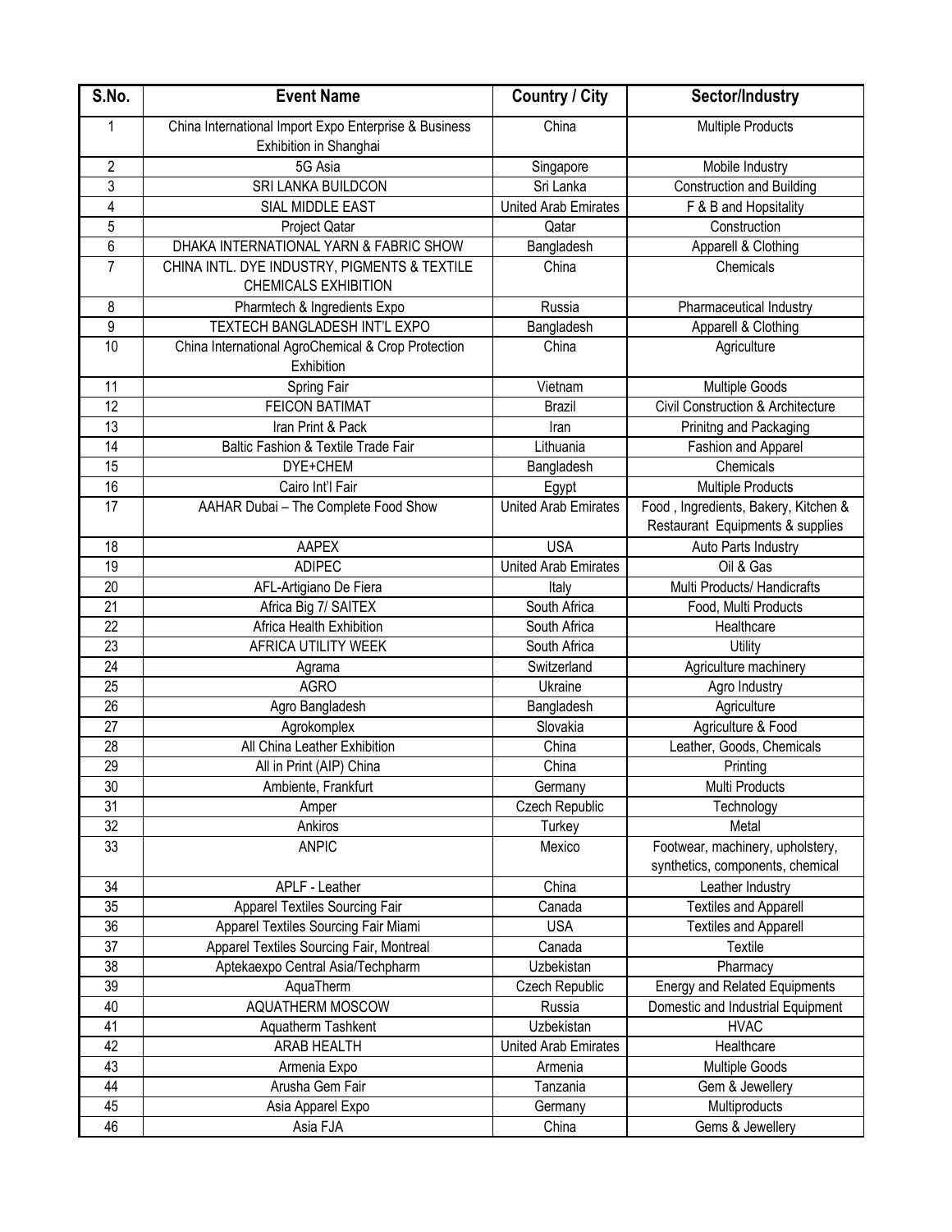| S.No. | Event Name | Country / City | Sector/Industry |
|---|---|---|---|
| 1 | China International Import Expo Enterprise & Business Exhibition in Shanghai | China | Multiple Products |
| 2 | 5G Asia | Singapore | Mobile Industry |
| 3 | SRI LANKA BUILDCON | Sri Lanka | Construction and Building |
| 4 | SIAL MIDDLE EAST | United Arab Emirates | F & B and Hopsitality |
| 5 | Project Qatar | Qatar | Construction |
| 6 | DHAKA INTERNATIONAL YARN & FABRIC SHOW | Bangladesh | Apparell & Clothing |
| 7 | CHINA INTL. DYE INDUSTRY, PIGMENTS & TEXTILE CHEMICALS EXHIBITION | China | Chemicals |
| 8 | Pharmtech & Ingredients Expo | Russia | Pharmaceutical Industry |
| 9 | TEXTECH BANGLADESH INT'L EXPO | Bangladesh | Apparell & Clothing |
| 10 | China International AgroChemical & Crop Protection Exhibition | China | Agriculture |
| 11 | Spring Fair | Vietnam | Multiple Goods |
| 12 | FEICON BATIMAT | Brazil | Civil Construction & Architecture |
| 13 | Iran Print & Pack | Iran | Prinitng and Packaging |
| 14 | Baltic Fashion & Textile Trade Fair | Lithuania | Fashion and Apparel |
| 15 | DYE+CHEM | Bangladesh | Chemicals |
| 16 | Cairo Int'l Fair | Egypt | Multiple Products |
| 17 | AAHAR Dubai – The Complete Food Show | United Arab Emirates | Food , Ingredients, Bakery, Kitchen & Restaurant Equipments & supplies |
| 18 | AAPEX | USA | Auto Parts Industry |
| 19 | ADIPEC | United Arab Emirates | Oil & Gas |
| 20 | AFL-Artigiano De Fiera | Italy | Multi Products/ Handicrafts |
| 21 | Africa Big 7/ SAITEX | South Africa | Food, Multi Products |
| 22 | Africa Health Exhibition | South Africa | Healthcare |
| 23 | AFRICA UTILITY WEEK | South Africa | Utility |
| 24 | Agrama | Switzerland | Agriculture machinery |
| 25 | AGRO | Ukraine | Agro Industry |
| 26 | Agro Bangladesh | Bangladesh | Agriculture |
| 27 | Agrokomplex | Slovakia | Agriculture & Food |
| 28 | All China Leather Exhibition | China | Leather, Goods, Chemicals |
| 29 | All in Print (AIP) China | China | Printing |
| 30 | Ambiente, Frankfurt | Germany | Multi Products |
| 31 | Amper | Czech Republic | Technology |
| 32 | Ankiros | Turkey | Metal |
| 33 | ANPIC | Mexico | Footwear, machinery, upholstery, synthetics, components, chemical |
| 34 | APLF - Leather | China | Leather Industry |
| 35 | Apparel Textiles Sourcing Fair | Canada | Textiles and Apparell |
| 36 | Apparel Textiles Sourcing Fair Miami | USA | Textiles and Apparell |
| 37 | Apparel Textiles Sourcing Fair, Montreal | Canada | Textile |
| 38 | Aptekaexpo Central Asia/Techpharm | Uzbekistan | Pharmacy |
| 39 | AquaTherm | Czech Republic | Energy and Related Equipments |
| 40 | AQUATHERM MOSCOW | Russia | Domestic and Industrial Equipment |
| 41 | Aquatherm Tashkent | Uzbekistan | HVAC |
| 42 | ARAB HEALTH | United Arab Emirates | Healthcare |
| 43 | Armenia Expo | Armenia | Multiple Goods |
| 44 | Arusha Gem Fair | Tanzania | Gem & Jewellery |
| 45 | Asia Apparel Expo | Germany | Multiproducts |
| 46 | Asia FJA | China | Gems & Jewellery |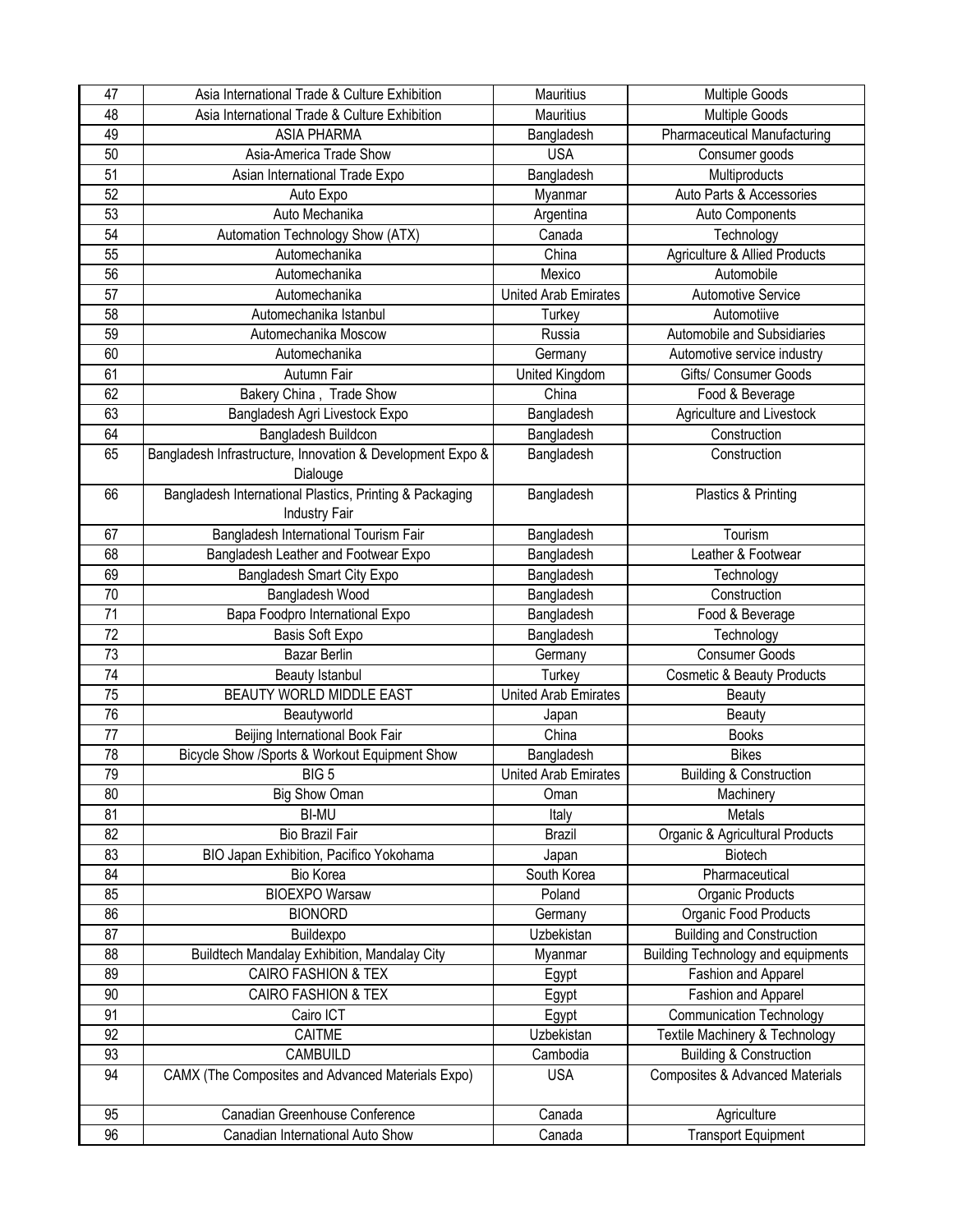| 47 | Asia International Trade & Culture Exhibition | Mauritius | Multiple Goods |
|---|---|---|---|
| 48 | Asia International Trade & Culture Exhibition | Mauritius | Multiple Goods |
| 49 | ASIA PHARMA | Bangladesh | Pharmaceutical Manufacturing |
| 50 | Asia-America Trade Show | USA | Consumer goods |
| 51 | Asian International Trade Expo | Bangladesh | Multiproducts |
| 52 | Auto Expo | Myanmar | Auto Parts & Accessories |
| 53 | Auto Mechanika | Argentina | Auto Components |
| 54 | Automation Technology Show (ATX) | Canada | Technology |
| 55 | Automechanika | China | Agriculture & Allied Products |
| 56 | Automechanika | Mexico | Automobile |
| 57 | Automechanika | United Arab Emirates | Automotive Service |
| 58 | Automechanika Istanbul | Turkey | Automotiive |
| 59 | Automechanika Moscow | Russia | Automobile and Subsidiaries |
| 60 | Automechanika | Germany | Automotive service industry |
| 61 | Autumn Fair | United Kingdom | Gifts/ Consumer Goods |
| 62 | Bakery China , Trade Show | China | Food & Beverage |
| 63 | Bangladesh Agri Livestock Expo | Bangladesh | Agriculture and Livestock |
| 64 | Bangladesh Buildcon | Bangladesh | Construction |
| 65 | Bangladesh Infrastructure, Innovation & Development Expo & Dialouge | Bangladesh | Construction |
| 66 | Bangladesh International Plastics, Printing & Packaging Industry Fair | Bangladesh | Plastics & Printing |
| 67 | Bangladesh International Tourism Fair | Bangladesh | Tourism |
| 68 | Bangladesh Leather and Footwear Expo | Bangladesh | Leather & Footwear |
| 69 | Bangladesh Smart City Expo | Bangladesh | Technology |
| 70 | Bangladesh Wood | Bangladesh | Construction |
| 71 | Bapa Foodpro International Expo | Bangladesh | Food & Beverage |
| 72 | Basis Soft Expo | Bangladesh | Technology |
| 73 | Bazar Berlin | Germany | Consumer Goods |
| 74 | Beauty Istanbul | Turkey | Cosmetic & Beauty Products |
| 75 | BEAUTY WORLD MIDDLE EAST | United Arab Emirates | Beauty |
| 76 | Beautyworld | Japan | Beauty |
| 77 | Beijing International Book Fair | China | Books |
| 78 | Bicycle Show /Sports & Workout Equipment Show | Bangladesh | Bikes |
| 79 | BIG 5 | United Arab Emirates | Building & Construction |
| 80 | Big Show Oman | Oman | Machinery |
| 81 | BI-MU | Italy | Metals |
| 82 | Bio Brazil Fair | Brazil | Organic & Agricultural Products |
| 83 | BIO Japan Exhibition, Pacifico Yokohama | Japan | Biotech |
| 84 | Bio Korea | South Korea | Pharmaceutical |
| 85 | BIOEXPO Warsaw | Poland | Organic Products |
| 86 | BIONORD | Germany | Organic Food Products |
| 87 | Buildexpo | Uzbekistan | Building and Construction |
| 88 | Buildtech Mandalay Exhibition, Mandalay City | Myanmar | Building Technology and equipments |
| 89 | CAIRO FASHION & TEX | Egypt | Fashion and Apparel |
| 90 | CAIRO FASHION & TEX | Egypt | Fashion and Apparel |
| 91 | Cairo ICT | Egypt | Communication Technology |
| 92 | CAITME | Uzbekistan | Textile Machinery & Technology |
| 93 | CAMBUILD | Cambodia | Building & Construction |
| 94 | CAMX (The Composites and Advanced Materials Expo) | USA | Composites & Advanced Materials |
| 95 | Canadian Greenhouse Conference | Canada | Agriculture |
| 96 | Canadian International Auto Show | Canada | Transport Equipment |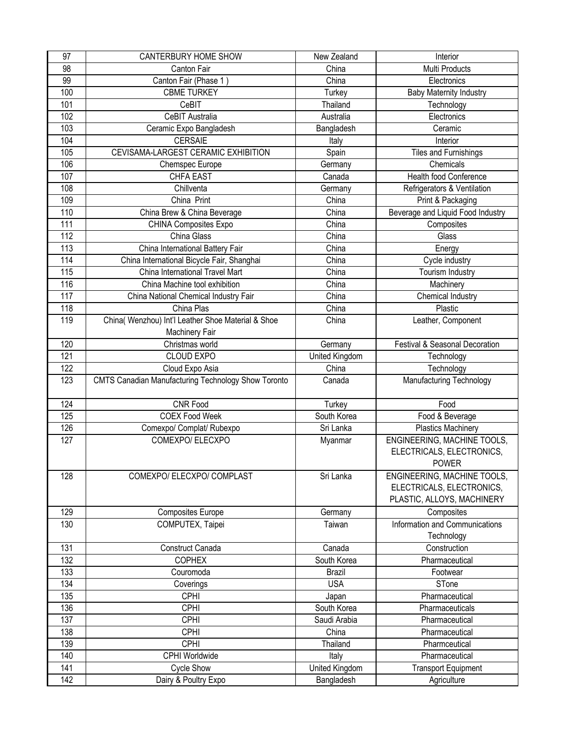| 97 | CANTERBURY HOME SHOW | New Zealand | Interior |
|---|---|---|---|
| 98 | Canton Fair | China | Multi Products |
| 99 | Canton Fair (Phase 1 ) | China | Electronics |
| 100 | CBME TURKEY | Turkey | Baby Maternity Industry |
| 101 | CeBIT | Thailand | Technology |
| 102 | CeBIT Australia | Australia | Electronics |
| 103 | Ceramic Expo Bangladesh | Bangladesh | Ceramic |
| 104 | CERSAIE | Italy | Interior |
| 105 | CEVISAMA-LARGEST CERAMIC EXHIBITION | Spain | Tiles and Furnishings |
| 106 | Chemspec Europe | Germany | Chemicals |
| 107 | CHFA EAST | Canada | Health food Conference |
| 108 | Chillventa | Germany | Refrigerators & Ventilation |
| 109 | China Print | China | Print & Packaging |
| 110 | China Brew & China Beverage | China | Beverage and Liquid Food Industry |
| 111 | CHINA Composites Expo | China | Composites |
| 112 | China Glass | China | Glass |
| 113 | China International Battery Fair | China | Energy |
| 114 | China International Bicycle Fair, Shanghai | China | Cycle industry |
| 115 | China International Travel Mart | China | Tourism Industry |
| 116 | China Machine tool exhibition | China | Machinery |
| 117 | China National Chemical Industry Fair | China | Chemical Industry |
| 118 | China Plas | China | Plastic |
| 119 | China( Wenzhou) Int'l Leather Shoe Material & Shoe Machinery Fair | China | Leather, Component |
| 120 | Christmas world | Germany | Festival & Seasonal Decoration |
| 121 | CLOUD EXPO | United Kingdom | Technology |
| 122 | Cloud Expo Asia | China | Technology |
| 123 | CMTS Canadian Manufacturing Technology Show Toronto | Canada | Manufacturing Technology |
| 124 | CNR Food | Turkey | Food |
| 125 | COEX Food Week | South Korea | Food & Beverage |
| 126 | Comexpo/ Complat/ Rubexpo | Sri Lanka | Plastics Machinery |
| 127 | COMEXPO/ ELECXPO | Myanmar | ENGINEERING, MACHINE TOOLS, ELECTRICALS, ELECTRONICS, POWER |
| 128 | COMEXPO/ ELECXPO/ COMPLAST | Sri Lanka | ENGINEERING, MACHINE TOOLS, ELECTRICALS, ELECTRONICS, PLASTIC, ALLOYS, MACHINERY |
| 129 | Composites Europe | Germany | Composites |
| 130 | COMPUTEX, Taipei | Taiwan | Information and Communications Technology |
| 131 | Construct Canada | Canada | Construction |
| 132 | COPHEX | South Korea | Pharmaceutical |
| 133 | Couromoda | Brazil | Footwear |
| 134 | Coverings | USA | STone |
| 135 | CPHI | Japan | Pharmaceutical |
| 136 | CPHI | South Korea | Pharmaceuticals |
| 137 | CPHI | Saudi Arabia | Pharmaceutical |
| 138 | CPHI | China | Pharmaceutical |
| 139 | CPHI | Thailand | Pharmceutical |
| 140 | CPHI Worldwide | Italy | Pharmaceutical |
| 141 | Cycle Show | United Kingdom | Transport Equipment |
| 142 | Dairy & Poultry Expo | Bangladesh | Agriculture |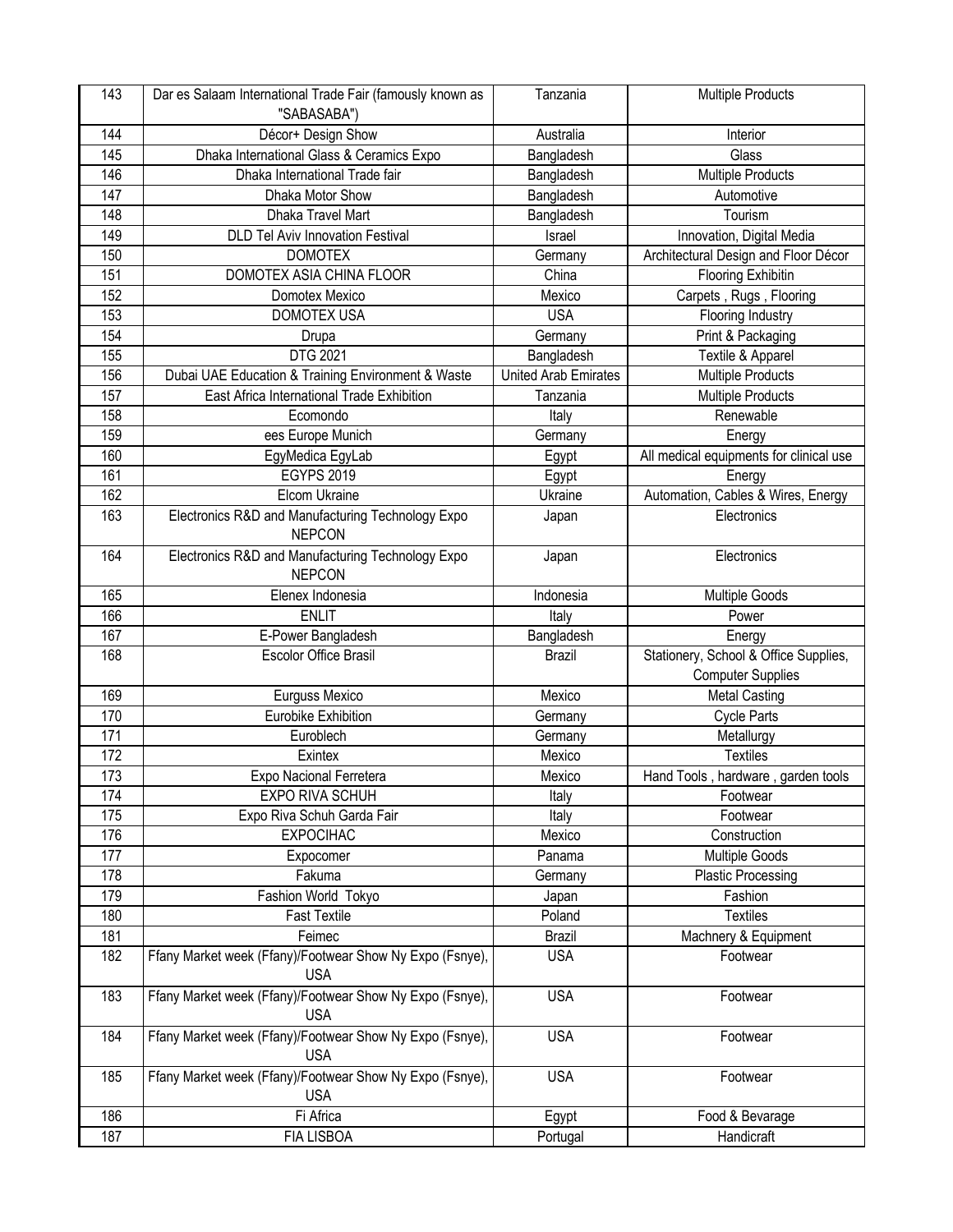| 143 | Dar es Salaam International Trade Fair (famously known as "SABASABA") | Tanzania | Multiple Products |
|---|---|---|---|
| 144 | Décor+ Design Show | Australia | Interior |
| 145 | Dhaka International Glass & Ceramics Expo | Bangladesh | Glass |
| 146 | Dhaka International Trade fair | Bangladesh | Multiple Products |
| 147 | Dhaka Motor Show | Bangladesh | Automotive |
| 148 | Dhaka Travel Mart | Bangladesh | Tourism |
| 149 | DLD Tel Aviv Innovation Festival | Israel | Innovation, Digital Media |
| 150 | DOMOTEX | Germany | Architectural Design and Floor Décor |
| 151 | DOMOTEX ASIA CHINA FLOOR | China | Flooring Exhibitin |
| 152 | Domotex Mexico | Mexico | Carpets , Rugs , Flooring |
| 153 | DOMOTEX USA | USA | Flooring Industry |
| 154 | Drupa | Germany | Print & Packaging |
| 155 | DTG 2021 | Bangladesh | Textile & Apparel |
| 156 | Dubai UAE Education & Training Environment & Waste | United Arab Emirates | Multiple Products |
| 157 | East Africa International Trade Exhibition | Tanzania | Multiple Products |
| 158 | Ecomondo | Italy | Renewable |
| 159 | ees Europe Munich | Germany | Energy |
| 160 | EgyMedica EgyLab | Egypt | All medical equipments for clinical use |
| 161 | EGYPS 2019 | Egypt | Energy |
| 162 | Elcom Ukraine | Ukraine | Automation, Cables & Wires, Energy |
| 163 | Electronics R&D and Manufacturing Technology Expo NEPCON | Japan | Electronics |
| 164 | Electronics R&D and Manufacturing Technology Expo NEPCON | Japan | Electronics |
| 165 | Elenex Indonesia | Indonesia | Multiple Goods |
| 166 | ENLIT | Italy | Power |
| 167 | E-Power Bangladesh | Bangladesh | Energy |
| 168 | Escolor Office Brasil | Brazil | Stationery, School & Office Supplies, Computer Supplies |
| 169 | Eurguss Mexico | Mexico | Metal Casting |
| 170 | Eurobike Exhibition | Germany | Cycle Parts |
| 171 | Euroblech | Germany | Metallurgy |
| 172 | Exintex | Mexico | Textiles |
| 173 | Expo Nacional Ferretera | Mexico | Hand Tools , hardware , garden tools |
| 174 | EXPO RIVA SCHUH | Italy | Footwear |
| 175 | Expo Riva Schuh Garda Fair | Italy | Footwear |
| 176 | EXPOCIHAC | Mexico | Construction |
| 177 | Expocomer | Panama | Multiple Goods |
| 178 | Fakuma | Germany | Plastic Processing |
| 179 | Fashion World Tokyo | Japan | Fashion |
| 180 | Fast Textile | Poland | Textiles |
| 181 | Feimec | Brazil | Machnery & Equipment |
| 182 | Ffany Market week (Ffany)/Footwear Show Ny Expo (Fsnye), USA | USA | Footwear |
| 183 | Ffany Market week (Ffany)/Footwear Show Ny Expo (Fsnye), USA | USA | Footwear |
| 184 | Ffany Market week (Ffany)/Footwear Show Ny Expo (Fsnye), USA | USA | Footwear |
| 185 | Ffany Market week (Ffany)/Footwear Show Ny Expo (Fsnye), USA | USA | Footwear |
| 186 | Fi Africa | Egypt | Food & Bevarage |
| 187 | FIA LISBOA | Portugal | Handicraft |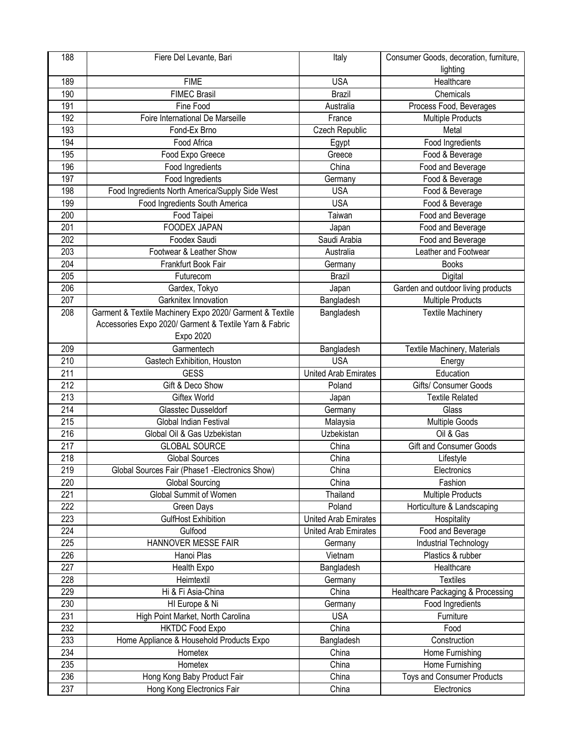| 188 | Fiere Del Levante, Bari | Italy | Consumer Goods, decoration, furniture, lighting |
|---|---|---|---|
| 189 | FIME | USA | Healthcare |
| 190 | FIMEC Brasil | Brazil | Chemicals |
| 191 | Fine Food | Australia | Process Food, Beverages |
| 192 | Foire International De Marseille | France | Multiple Products |
| 193 | Fond-Ex Brno | Czech Republic | Metal |
| 194 | Food Africa | Egypt | Food Ingredients |
| 195 | Food Expo Greece | Greece | Food & Beverage |
| 196 | Food Ingredients | China | Food and Beverage |
| 197 | Food Ingredients | Germany | Food & Beverage |
| 198 | Food Ingredients North America/Supply Side West | USA | Food & Beverage |
| 199 | Food Ingredients South America | USA | Food & Beverage |
| 200 | Food Taipei | Taiwan | Food and Beverage |
| 201 | FOODEX JAPAN | Japan | Food and Beverage |
| 202 | Foodex Saudi | Saudi Arabia | Food and Beverage |
| 203 | Footwear & Leather Show | Australia | Leather and Footwear |
| 204 | Frankfurt Book Fair | Germany | Books |
| 205 | Futurecom | Brazil | Digital |
| 206 | Gardex, Tokyo | Japan | Garden and outdoor living products |
| 207 | Garknitex Innovation | Bangladesh | Multiple Products |
| 208 | Garment & Textile Machinery Expo 2020/ Garment & Textile Accessories Expo 2020/ Garment & Textile Yarn & Fabric Expo 2020 | Bangladesh | Textile Machinery |
| 209 | Garmentech | Bangladesh | Textile Machinery, Materials |
| 210 | Gastech Exhibition, Houston | USA | Energy |
| 211 | GESS | United Arab Emirates | Education |
| 212 | Gift & Deco Show | Poland | Gifts/ Consumer Goods |
| 213 | Giftex World | Japan | Textile Related |
| 214 | Glasstec Dusseldorf | Germany | Glass |
| 215 | Global Indian Festival | Malaysia | Multiple Goods |
| 216 | Global Oil & Gas Uzbekistan | Uzbekistan | Oil & Gas |
| 217 | GLOBAL SOURCE | China | Gift and Consumer Goods |
| 218 | Global Sources | China | Lifestyle |
| 219 | Global Sources Fair (Phase1 -Electronics Show) | China | Electronics |
| 220 | Global Sourcing | China | Fashion |
| 221 | Global Summit of Women | Thailand | Multiple Products |
| 222 | Green Days | Poland | Horticulture & Landscaping |
| 223 | GulfHost Exhibition | United Arab Emirates | Hospitality |
| 224 | Gulfood | United Arab Emirates | Food and Beverage |
| 225 | HANNOVER MESSE FAIR | Germany | Industrial Technology |
| 226 | Hanoi Plas | Vietnam | Plastics & rubber |
| 227 | Health Expo | Bangladesh | Healthcare |
| 228 | Heimtextil | Germany | Textiles |
| 229 | Hi & Fi Asia-China | China | Healthcare Packaging & Processing |
| 230 | HI Europe & Ni | Germany | Food Ingredients |
| 231 | High Point Market, North Carolina | USA | Furniture |
| 232 | HKTDC Food Expo | China | Food |
| 233 | Home Appliance & Household Products Expo | Bangladesh | Construction |
| 234 | Hometex | China | Home Furnishing |
| 235 | Hometex | China | Home Furnishing |
| 236 | Hong Kong Baby Product Fair | China | Toys and Consumer Products |
| 237 | Hong Kong Electronics Fair | China | Electronics |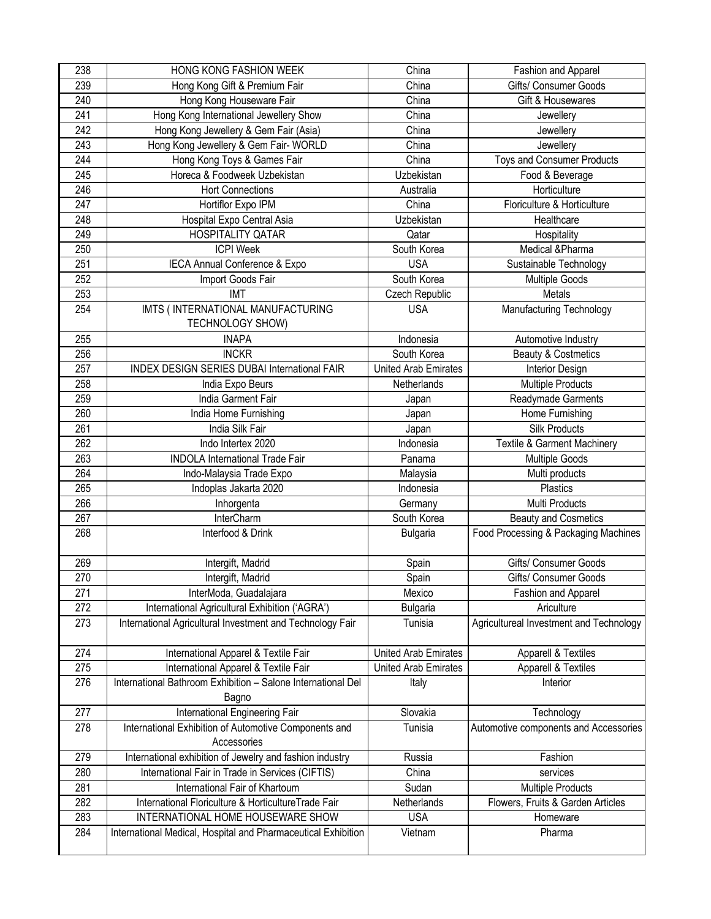| 238 | HONG KONG FASHION WEEK | China | Fashion and Apparel |
|---|---|---|---|
| 239 | Hong Kong Gift & Premium Fair | China | Gifts/ Consumer Goods |
| 240 | Hong Kong Houseware Fair | China | Gift & Housewares |
| 241 | Hong Kong International Jewellery Show | China | Jewellery |
| 242 | Hong Kong Jewellery & Gem Fair (Asia) | China | Jewellery |
| 243 | Hong Kong Jewellery & Gem Fair- WORLD | China | Jewellery |
| 244 | Hong Kong Toys & Games Fair | China | Toys and Consumer Products |
| 245 | Horeca & Foodweek Uzbekistan | Uzbekistan | Food & Beverage |
| 246 | Hort Connections | Australia | Horticulture |
| 247 | Hortiflor Expo IPM | China | Floriculture & Horticulture |
| 248 | Hospital Expo Central Asia | Uzbekistan | Healthcare |
| 249 | HOSPITALITY QATAR | Qatar | Hospitality |
| 250 | ICPI Week | South Korea | Medical &Pharma |
| 251 | IECA Annual Conference & Expo | USA | Sustainable Technology |
| 252 | Import Goods Fair | South Korea | Multiple Goods |
| 253 | IMT | Czech Republic | Metals |
| 254 | IMTS ( INTERNATIONAL MANUFACTURING TECHNOLOGY SHOW) | USA | Manufacturing Technology |
| 255 | INAPA | Indonesia | Automotive Industry |
| 256 | INCKR | South Korea | Beauty & Costmetics |
| 257 | INDEX DESIGN SERIES DUBAI International FAIR | United Arab Emirates | Interior Design |
| 258 | India Expo Beurs | Netherlands | Multiple Products |
| 259 | India Garment Fair | Japan | Readymade Garments |
| 260 | India Home Furnishing | Japan | Home Furnishing |
| 261 | India Silk Fair | Japan | Silk Products |
| 262 | Indo Intertex 2020 | Indonesia | Textile & Garment Machinery |
| 263 | INDOLA International Trade Fair | Panama | Multiple Goods |
| 264 | Indo-Malaysia Trade Expo | Malaysia | Multi products |
| 265 | Indoplas Jakarta 2020 | Indonesia | Plastics |
| 266 | Inhorgenta | Germany | Multi Products |
| 267 | InterCharm | South Korea | Beauty and Cosmetics |
| 268 | Interfood & Drink | Bulgaria | Food Processing & Packaging Machines |
| 269 | Intergift, Madrid | Spain | Gifts/ Consumer Goods |
| 270 | Intergift, Madrid | Spain | Gifts/ Consumer Goods |
| 271 | InterModa, Guadalajara | Mexico | Fashion and Apparel |
| 272 | International Agricultural Exhibition ('AGRA') | Bulgaria | Ariculture |
| 273 | International Agricultural Investment and Technology Fair | Tunisia | Agricultureal Investment and Technology |
| 274 | International Apparel & Textile Fair | United Arab Emirates | Apparell & Textiles |
| 275 | International Apparel & Textile Fair | United Arab Emirates | Apparell & Textiles |
| 276 | International Bathroom Exhibition – Salone International Del Bagno | Italy | Interior |
| 277 | International Engineering Fair | Slovakia | Technology |
| 278 | International Exhibition of Automotive Components and Accessories | Tunisia | Automotive components and Accessories |
| 279 | International exhibition of Jewelry and fashion industry | Russia | Fashion |
| 280 | International Fair in Trade in Services (CIFTIS) | China | services |
| 281 | International Fair of Khartoum | Sudan | Multiple Products |
| 282 | International Floriculture & HorticultureTrade Fair | Netherlands | Flowers, Fruits & Garden Articles |
| 283 | INTERNATIONAL HOME HOUSEWARE SHOW | USA | Homeware |
| 284 | International Medical, Hospital and Pharmaceutical Exhibition | Vietnam | Pharma |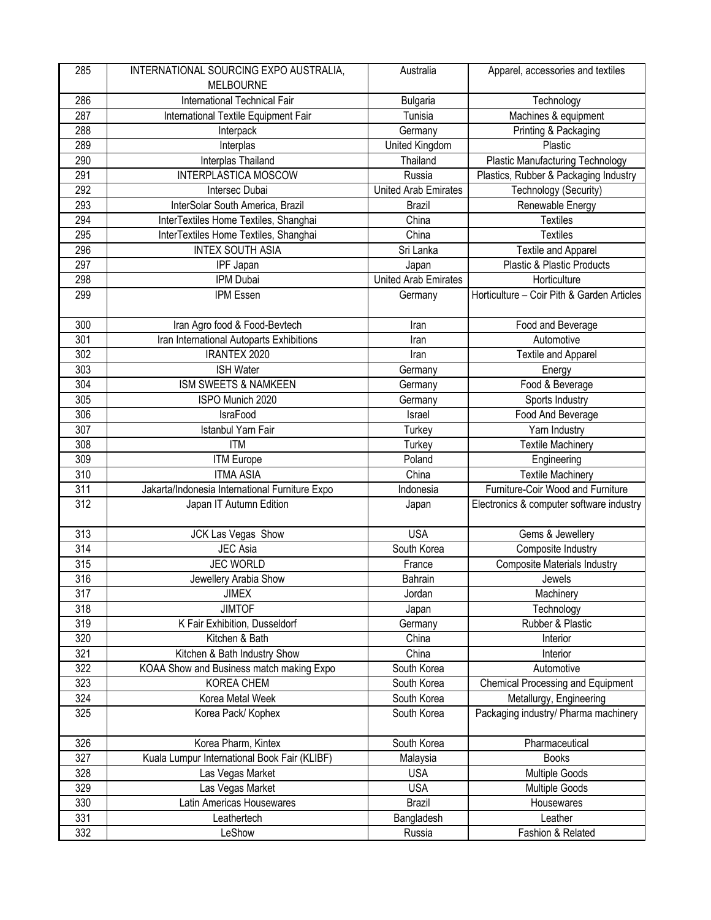| 285 | INTERNATIONAL SOURCING EXPO AUSTRALIA, MELBOURNE | Australia | Apparel, accessories and textiles |
|---|---|---|---|
| 286 | International Technical Fair | Bulgaria | Technology |
| 287 | International Textile Equipment Fair | Tunisia | Machines & equipment |
| 288 | Interpack | Germany | Printing & Packaging |
| 289 | Interplas | United Kingdom | Plastic |
| 290 | Interplas Thailand | Thailand | Plastic Manufacturing Technology |
| 291 | INTERPLASTICA MOSCOW | Russia | Plastics, Rubber & Packaging Industry |
| 292 | Intersec Dubai | United Arab Emirates | Technology (Security) |
| 293 | InterSolar South America, Brazil | Brazil | Renewable Energy |
| 294 | InterTextiles Home Textiles, Shanghai | China | Textiles |
| 295 | InterTextiles Home Textiles, Shanghai | China | Textiles |
| 296 | INTEX SOUTH ASIA | Sri Lanka | Textile and Apparel |
| 297 | IPF Japan | Japan | Plastic & Plastic Products |
| 298 | IPM Dubai | United Arab Emirates | Horticulture |
| 299 | IPM Essen | Germany | Horticulture – Coir Pith & Garden Articles |
| 300 | Iran Agro food & Food-Bevtech | Iran | Food and Beverage |
| 301 | Iran International Autoparts Exhibitions | Iran | Automotive |
| 302 | IRANTEX 2020 | Iran | Textile and Apparel |
| 303 | ISH Water | Germany | Energy |
| 304 | ISM SWEETS & NAMKEEN | Germany | Food & Beverage |
| 305 | ISPO Munich 2020 | Germany | Sports Industry |
| 306 | IsraFood | Israel | Food And Beverage |
| 307 | Istanbul Yarn Fair | Turkey | Yarn Industry |
| 308 | ITM | Turkey | Textile Machinery |
| 309 | ITM Europe | Poland | Engineering |
| 310 | ITMA ASIA | China | Textile Machinery |
| 311 | Jakarta/Indonesia International Furniture Expo | Indonesia | Furniture-Coir Wood and Furniture |
| 312 | Japan IT Autumn Edition | Japan | Electronics & computer software industry |
| 313 | JCK Las Vegas Show | USA | Gems & Jewellery |
| 314 | JEC Asia | South Korea | Composite Industry |
| 315 | JEC WORLD | France | Composite Materials Industry |
| 316 | Jewellery Arabia Show | Bahrain | Jewels |
| 317 | JIMEX | Jordan | Machinery |
| 318 | JIMTOF | Japan | Technology |
| 319 | K Fair Exhibition, Dusseldorf | Germany | Rubber & Plastic |
| 320 | Kitchen & Bath | China | Interior |
| 321 | Kitchen & Bath Industry Show | China | Interior |
| 322 | KOAA Show and Business match making Expo | South Korea | Automotive |
| 323 | KOREA CHEM | South Korea | Chemical Processing and Equipment |
| 324 | Korea Metal Week | South Korea | Metallurgy, Engineering |
| 325 | Korea Pack/ Kophex | South Korea | Packaging industry/ Pharma machinery |
| 326 | Korea Pharm, Kintex | South Korea | Pharmaceutical |
| 327 | Kuala Lumpur International Book Fair (KLIBF) | Malaysia | Books |
| 328 | Las Vegas Market | USA | Multiple Goods |
| 329 | Las Vegas Market | USA | Multiple Goods |
| 330 | Latin Americas Housewares | Brazil | Housewares |
| 331 | Leathertech | Bangladesh | Leather |
| 332 | LeShow | Russia | Fashion & Related |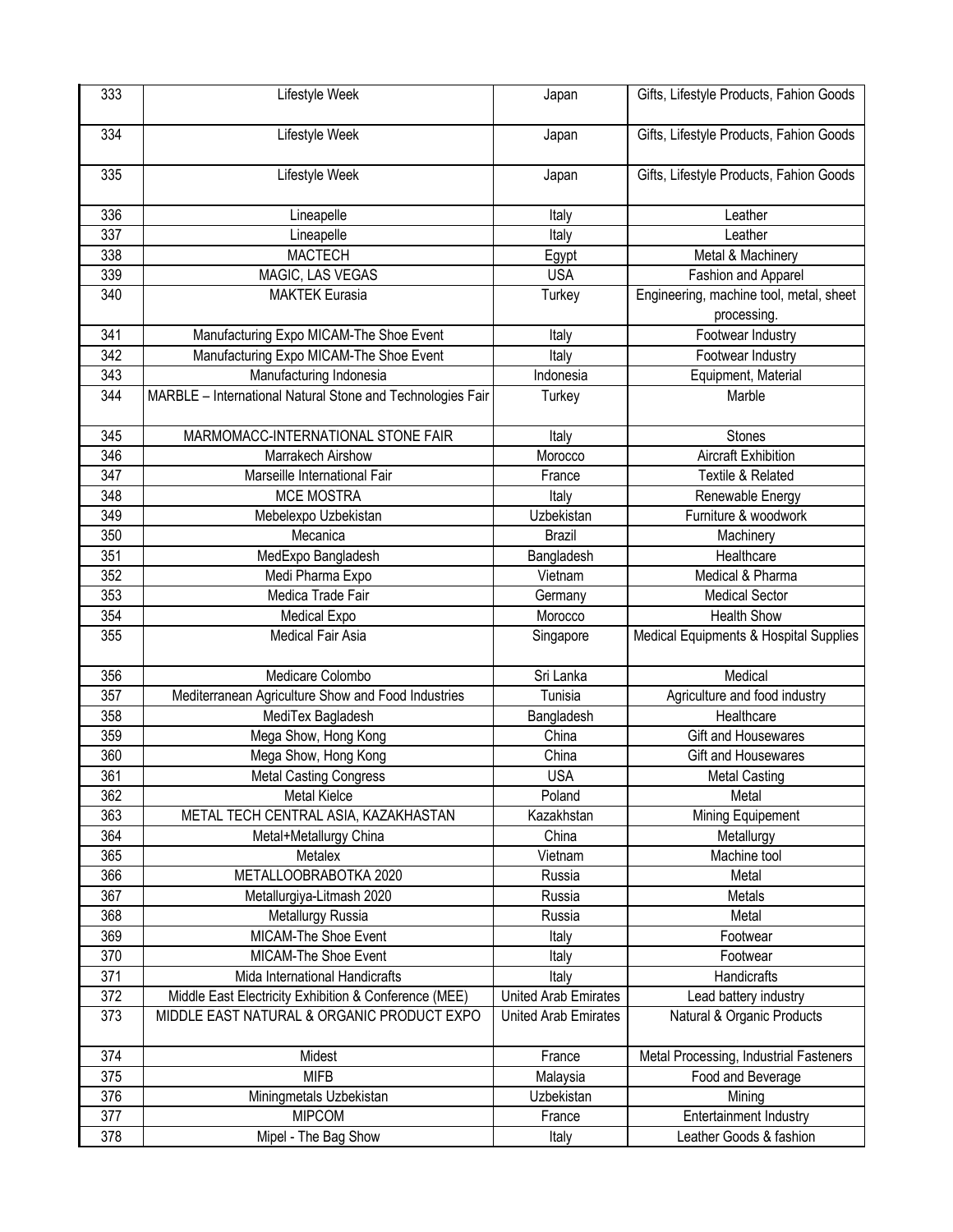| 333 | Lifestyle Week | Japan | Gifts, Lifestyle Products, Fahion Goods |
|---|---|---|---|
| 334 | Lifestyle Week | Japan | Gifts, Lifestyle Products, Fahion Goods |
| 335 | Lifestyle Week | Japan | Gifts, Lifestyle Products, Fahion Goods |
| 336 | Lineapelle | Italy | Leather |
| 337 | Lineapelle | Italy | Leather |
| 338 | MACTECH | Egypt | Metal & Machinery |
| 339 | MAGIC, LAS VEGAS | USA | Fashion and Apparel |
| 340 | MAKTEK Eurasia | Turkey | Engineering, machine tool, metal, sheet processing. |
| 341 | Manufacturing Expo MICAM-The Shoe Event | Italy | Footwear Industry |
| 342 | Manufacturing Expo MICAM-The Shoe Event | Italy | Footwear Industry |
| 343 | Manufacturing Indonesia | Indonesia | Equipment, Material |
| 344 | MARBLE – International Natural Stone and Technologies Fair | Turkey | Marble |
| 345 | MARMOMACC-INTERNATIONAL STONE FAIR | Italy | Stones |
| 346 | Marrakech Airshow | Morocco | Aircraft Exhibition |
| 347 | Marseille International Fair | France | Textile & Related |
| 348 | MCE MOSTRA | Italy | Renewable Energy |
| 349 | Mebelexpo Uzbekistan | Uzbekistan | Furniture & woodwork |
| 350 | Mecanica | Brazil | Machinery |
| 351 | MedExpo Bangladesh | Bangladesh | Healthcare |
| 352 | Medi Pharma Expo | Vietnam | Medical & Pharma |
| 353 | Medica Trade Fair | Germany | Medical Sector |
| 354 | Medical Expo | Morocco | Health Show |
| 355 | Medical Fair Asia | Singapore | Medical Equipments & Hospital Supplies |
| 356 | Medicare Colombo | Sri Lanka | Medical |
| 357 | Mediterranean Agriculture Show and Food Industries | Tunisia | Agriculture and food industry |
| 358 | MediTex Bagladesh | Bangladesh | Healthcare |
| 359 | Mega Show, Hong Kong | China | Gift and Housewares |
| 360 | Mega Show, Hong Kong | China | Gift and Housewares |
| 361 | Metal Casting Congress | USA | Metal Casting |
| 362 | Metal Kielce | Poland | Metal |
| 363 | METAL TECH CENTRAL ASIA, KAZAKHASTAN | Kazakhstan | Mining Equipement |
| 364 | Metal+Metallurgy China | China | Metallurgy |
| 365 | Metalex | Vietnam | Machine tool |
| 366 | METALLOOBRABOTKA 2020 | Russia | Metal |
| 367 | Metallurgiya-Litmash 2020 | Russia | Metals |
| 368 | Metallurgy Russia | Russia | Metal |
| 369 | MICAM-The Shoe Event | Italy | Footwear |
| 370 | MICAM-The Shoe Event | Italy | Footwear |
| 371 | Mida International Handicrafts | Italy | Handicrafts |
| 372 | Middle East Electricity Exhibition & Conference (MEE) | United Arab Emirates | Lead battery industry |
| 373 | MIDDLE EAST NATURAL & ORGANIC PRODUCT EXPO | United Arab Emirates | Natural & Organic Products |
| 374 | Midest | France | Metal Processing, Industrial Fasteners |
| 375 | MIFB | Malaysia | Food and Beverage |
| 376 | Miningmetals Uzbekistan | Uzbekistan | Mining |
| 377 | MIPCOM | France | Entertainment Industry |
| 378 | Mipel - The Bag Show | Italy | Leather Goods & fashion |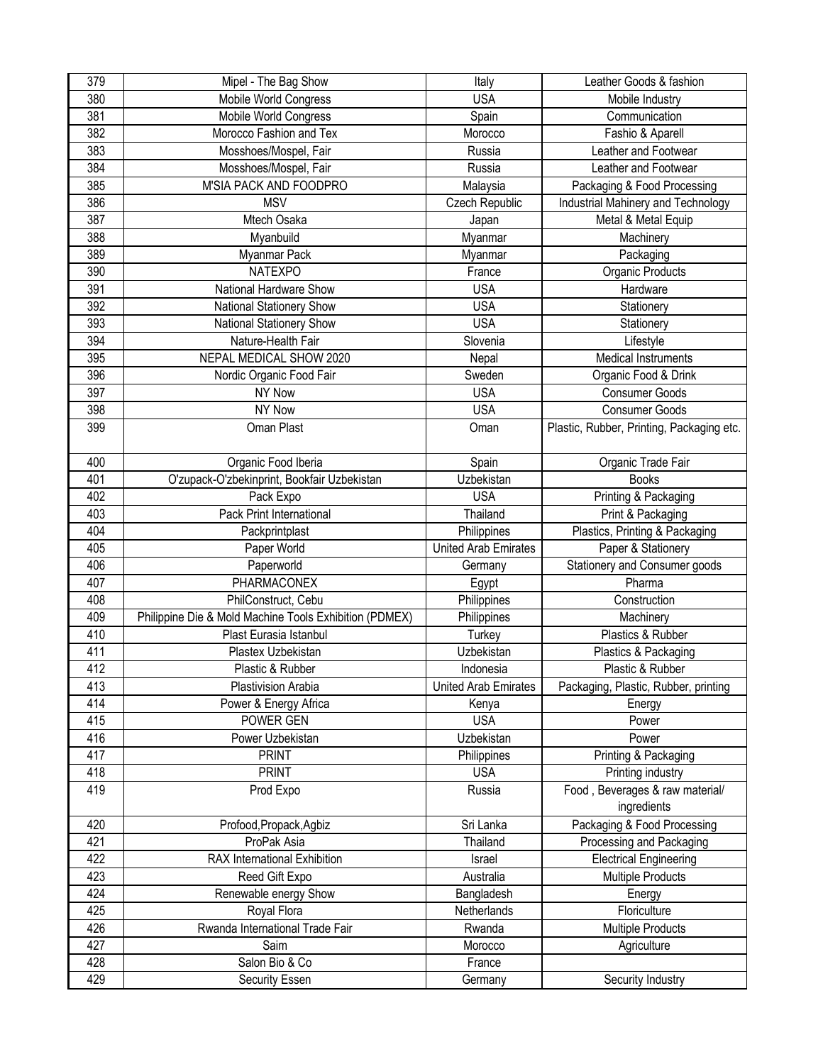| 379 | Mipel - The Bag Show | Italy | Leather Goods & fashion |
|---|---|---|---|
| 380 | Mobile World Congress | USA | Mobile Industry |
| 381 | Mobile World Congress | Spain | Communication |
| 382 | Morocco Fashion and Tex | Morocco | Fashio & Aparell |
| 383 | Mosshoes/Mospel, Fair | Russia | Leather and Footwear |
| 384 | Mosshoes/Mospel, Fair | Russia | Leather and Footwear |
| 385 | M'SIA PACK AND FOODPRO | Malaysia | Packaging & Food Processing |
| 386 | MSV | Czech Republic | Industrial Mahinery and Technology |
| 387 | Mtech Osaka | Japan | Metal & Metal Equip |
| 388 | Myanbuild | Myanmar | Machinery |
| 389 | Myanmar Pack | Myanmar | Packaging |
| 390 | NATEXPO | France | Organic Products |
| 391 | National Hardware Show | USA | Hardware |
| 392 | National Stationery Show | USA | Stationery |
| 393 | National Stationery Show | USA | Stationery |
| 394 | Nature-Health Fair | Slovenia | Lifestyle |
| 395 | NEPAL MEDICAL SHOW 2020 | Nepal | Medical Instruments |
| 396 | Nordic Organic Food Fair | Sweden | Organic Food & Drink |
| 397 | NY Now | USA | Consumer Goods |
| 398 | NY Now | USA | Consumer Goods |
| 399 | Oman Plast | Oman | Plastic, Rubber, Printing, Packaging etc. |
| 400 | Organic Food Iberia | Spain | Organic Trade Fair |
| 401 | O'zupack-O'zbekinprint, Bookfair Uzbekistan | Uzbekistan | Books |
| 402 | Pack Expo | USA | Printing & Packaging |
| 403 | Pack Print International | Thailand | Print & Packaging |
| 404 | Packprintplast | Philippines | Plastics, Printing & Packaging |
| 405 | Paper World | United Arab Emirates | Paper & Stationery |
| 406 | Paperworld | Germany | Stationery and Consumer goods |
| 407 | PHARMACONEX | Egypt | Pharma |
| 408 | PhilConstruct, Cebu | Philippines | Construction |
| 409 | Philippine Die & Mold Machine Tools Exhibition (PDMEX) | Philippines | Machinery |
| 410 | Plast Eurasia Istanbul | Turkey | Plastics & Rubber |
| 411 | Plastex Uzbekistan | Uzbekistan | Plastics & Packaging |
| 412 | Plastic & Rubber | Indonesia | Plastic & Rubber |
| 413 | Plastivision Arabia | United Arab Emirates | Packaging, Plastic, Rubber, printing |
| 414 | Power & Energy Africa | Kenya | Energy |
| 415 | POWER GEN | USA | Power |
| 416 | Power Uzbekistan | Uzbekistan | Power |
| 417 | PRINT | Philippines | Printing & Packaging |
| 418 | PRINT | USA | Printing industry |
| 419 | Prod Expo | Russia | Food , Beverages & raw material/ ingredients |
| 420 | Profood,Propack,Agbiz | Sri Lanka | Packaging & Food Processing |
| 421 | ProPak Asia | Thailand | Processing and Packaging |
| 422 | RAX International Exhibition | Israel | Electrical Engineering |
| 423 | Reed Gift Expo | Australia | Multiple Products |
| 424 | Renewable energy Show | Bangladesh | Energy |
| 425 | Royal Flora | Netherlands | Floriculture |
| 426 | Rwanda International Trade Fair | Rwanda | Multiple Products |
| 427 | Saim | Morocco | Agriculture |
| 428 | Salon Bio & Co | France | |
| 429 | Security Essen | Germany | Security Industry |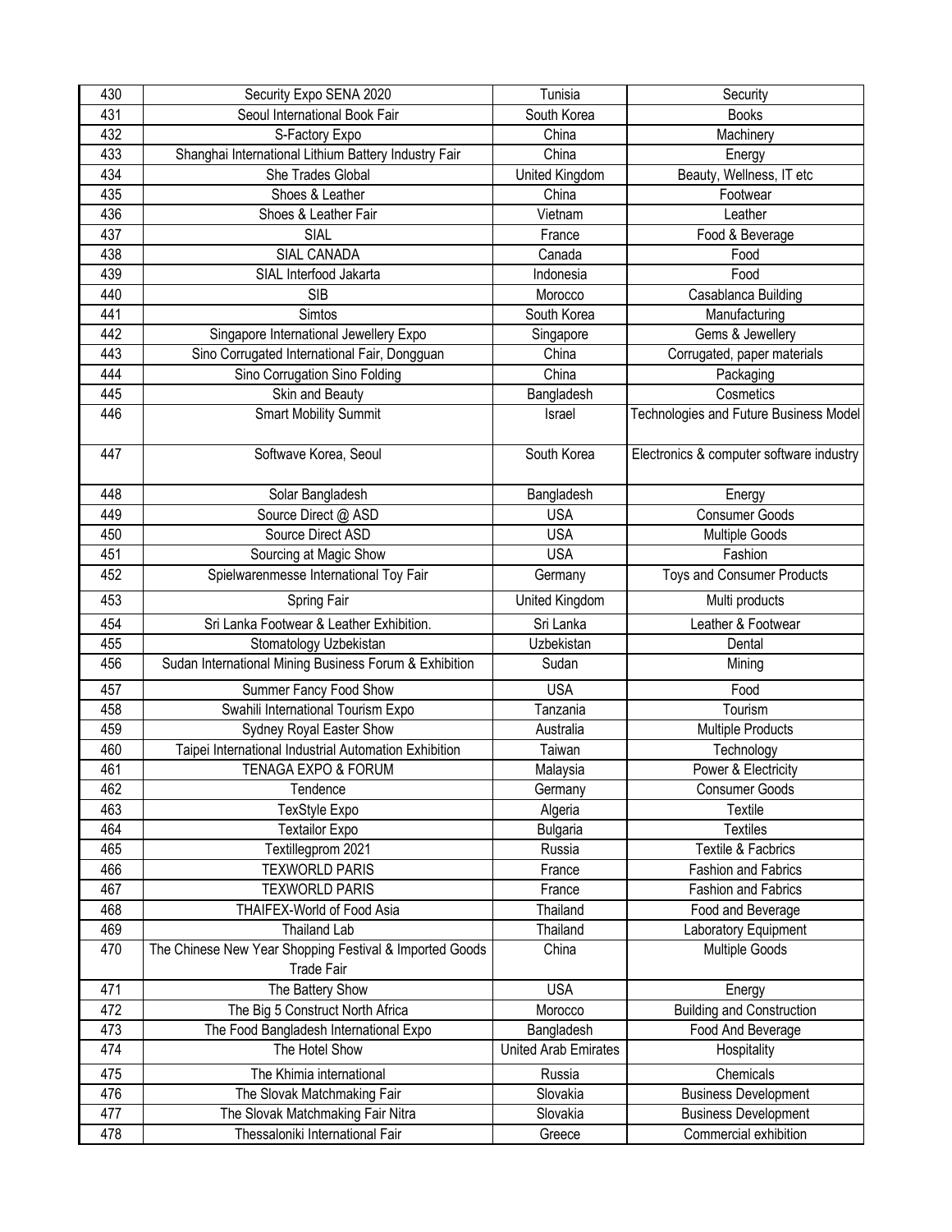| 430 | Security Expo SENA 2020 | Tunisia | Security |
|---|---|---|---|
| 431 | Seoul International Book Fair | South Korea | Books |
| 432 | S-Factory Expo | China | Machinery |
| 433 | Shanghai International Lithium Battery Industry Fair | China | Energy |
| 434 | She Trades Global | United Kingdom | Beauty, Wellness, IT etc |
| 435 | Shoes & Leather | China | Footwear |
| 436 | Shoes & Leather Fair | Vietnam | Leather |
| 437 | SIAL | France | Food & Beverage |
| 438 | SIAL CANADA | Canada | Food |
| 439 | SIAL Interfood Jakarta | Indonesia | Food |
| 440 | SIB | Morocco | Casablanca Building |
| 441 | Simtos | South Korea | Manufacturing |
| 442 | Singapore International Jewellery Expo | Singapore | Gems & Jewellery |
| 443 | Sino Corrugated International Fair, Dongguan | China | Corrugated, paper materials |
| 444 | Sino Corrugation Sino Folding | China | Packaging |
| 445 | Skin and Beauty | Bangladesh | Cosmetics |
| 446 | Smart Mobility Summit | Israel | Technologies and Future Business Model |
| 447 | Softwave Korea, Seoul | South Korea | Electronics & computer software industry |
| 448 | Solar Bangladesh | Bangladesh | Energy |
| 449 | Source Direct @ ASD | USA | Consumer Goods |
| 450 | Source Direct ASD | USA | Multiple Goods |
| 451 | Sourcing at Magic Show | USA | Fashion |
| 452 | Spielwarenmesse International Toy Fair | Germany | Toys and Consumer Products |
| 453 | Spring Fair | United Kingdom | Multi products |
| 454 | Sri Lanka Footwear & Leather Exhibition. | Sri Lanka | Leather & Footwear |
| 455 | Stomatology Uzbekistan | Uzbekistan | Dental |
| 456 | Sudan International Mining Business Forum & Exhibition | Sudan | Mining |
| 457 | Summer Fancy Food Show | USA | Food |
| 458 | Swahili International Tourism Expo | Tanzania | Tourism |
| 459 | Sydney Royal Easter Show | Australia | Multiple Products |
| 460 | Taipei International Industrial Automation Exhibition | Taiwan | Technology |
| 461 | TENAGA EXPO & FORUM | Malaysia | Power & Electricity |
| 462 | Tendence | Germany | Consumer Goods |
| 463 | TexStyle Expo | Algeria | Textile |
| 464 | Textailor Expo | Bulgaria | Textiles |
| 465 | Textillegprom 2021 | Russia | Textile & Facbrics |
| 466 | TEXWORLD PARIS | France | Fashion and Fabrics |
| 467 | TEXWORLD PARIS | France | Fashion and Fabrics |
| 468 | THAIFEX-World of Food Asia | Thailand | Food and Beverage |
| 469 | Thailand Lab | Thailand | Laboratory Equipment |
| 470 | The Chinese New Year Shopping Festival & Imported Goods Trade Fair | China | Multiple Goods |
| 471 | The Battery Show | USA | Energy |
| 472 | The Big 5 Construct North Africa | Morocco | Building and Construction |
| 473 | The Food Bangladesh International Expo | Bangladesh | Food And Beverage |
| 474 | The Hotel Show | United Arab Emirates | Hospitality |
| 475 | The Khimia international | Russia | Chemicals |
| 476 | The Slovak Matchmaking Fair | Slovakia | Business Development |
| 477 | The Slovak Matchmaking Fair Nitra | Slovakia | Business Development |
| 478 | Thessaloniki International Fair | Greece | Commercial exhibition |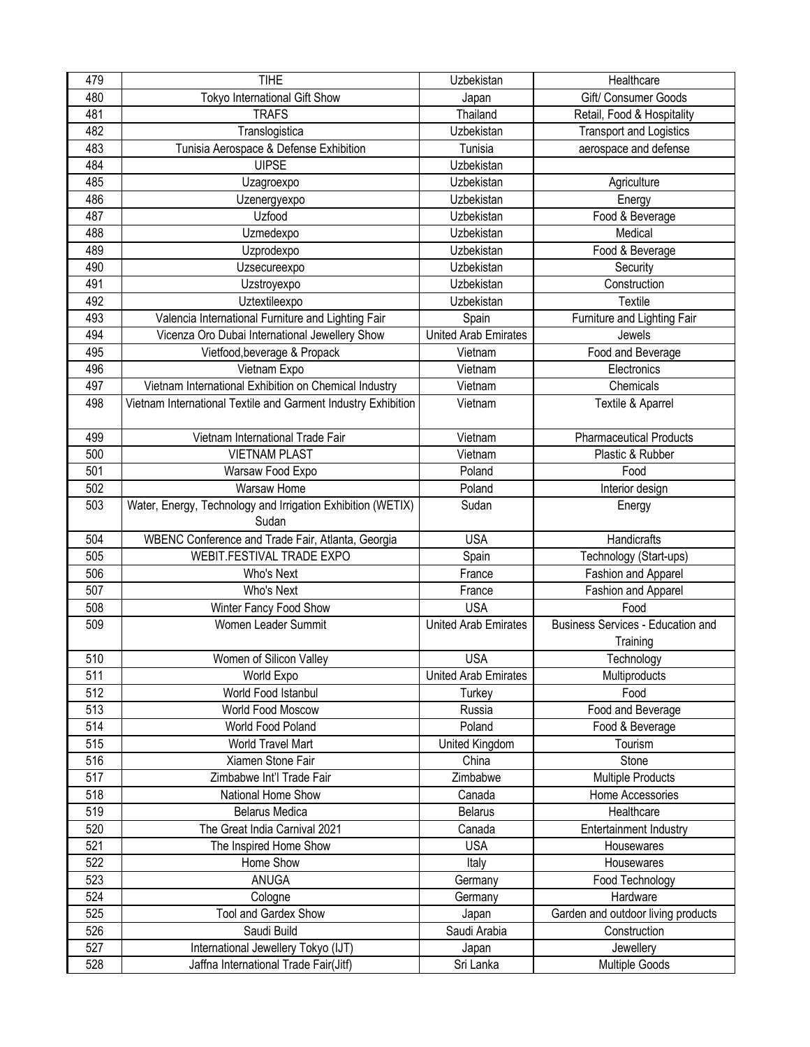| 479 | TIHE | Uzbekistan | Healthcare |
|---|---|---|---|
| 480 | Tokyo International Gift Show | Japan | Gift/ Consumer Goods |
| 481 | TRAFS | Thailand | Retail, Food & Hospitality |
| 482 | Translogistica | Uzbekistan | Transport and Logistics |
| 483 | Tunisia Aerospace & Defense Exhibition | Tunisia | aerospace and defense |
| 484 | UIPSE | Uzbekistan | |
| 485 | Uzagroexpo | Uzbekistan | Agriculture |
| 486 | Uzenergyexpo | Uzbekistan | Energy |
| 487 | Uzfood | Uzbekistan | Food & Beverage |
| 488 | Uzmedexpo | Uzbekistan | Medical |
| 489 | Uzprodexpo | Uzbekistan | Food & Beverage |
| 490 | Uzsecureexpo | Uzbekistan | Security |
| 491 | Uzstroyexpo | Uzbekistan | Construction |
| 492 | Uztextileexpo | Uzbekistan | Textile |
| 493 | Valencia International Furniture and Lighting Fair | Spain | Furniture and Lighting Fair |
| 494 | Vicenza Oro Dubai International Jewellery Show | United Arab Emirates | Jewels |
| 495 | Vietfood,beverage & Propack | Vietnam | Food and Beverage |
| 496 | Vietnam Expo | Vietnam | Electronics |
| 497 | Vietnam International Exhibition on Chemical Industry | Vietnam | Chemicals |
| 498 | Vietnam International Textile and Garment Industry Exhibition | Vietnam | Textile & Aparrel |
| 499 | Vietnam International Trade Fair | Vietnam | Pharmaceutical Products |
| 500 | VIETNAM PLAST | Vietnam | Plastic & Rubber |
| 501 | Warsaw Food Expo | Poland | Food |
| 502 | Warsaw Home | Poland | Interior design |
| 503 | Water, Energy, Technology and Irrigation Exhibition (WETIX) Sudan | Sudan | Energy |
| 504 | WBENC Conference and Trade Fair, Atlanta, Georgia | USA | Handicrafts |
| 505 | WEBIT.FESTIVAL TRADE EXPO | Spain | Technology (Start-ups) |
| 506 | Who's Next | France | Fashion and Apparel |
| 507 | Who's Next | France | Fashion and Apparel |
| 508 | Winter Fancy Food Show | USA | Food |
| 509 | Women Leader Summit | United Arab Emirates | Business Services - Education and Training |
| 510 | Women of Silicon Valley | USA | Technology |
| 511 | World Expo | United Arab Emirates | Multiproducts |
| 512 | World Food Istanbul | Turkey | Food |
| 513 | World Food Moscow | Russia | Food and Beverage |
| 514 | World Food Poland | Poland | Food & Beverage |
| 515 | World Travel Mart | United Kingdom | Tourism |
| 516 | Xiamen Stone Fair | China | Stone |
| 517 | Zimbabwe Int'l Trade Fair | Zimbabwe | Multiple Products |
| 518 | National Home Show | Canada | Home Accessories |
| 519 | Belarus Medica | Belarus | Healthcare |
| 520 | The Great India Carnival 2021 | Canada | Entertainment Industry |
| 521 | The Inspired Home Show | USA | Housewares |
| 522 | Home Show | Italy | Housewares |
| 523 | ANUGA | Germany | Food Technology |
| 524 | Cologne | Germany | Hardware |
| 525 | Tool and Gardex Show | Japan | Garden and outdoor living products |
| 526 | Saudi Build | Saudi Arabia | Construction |
| 527 | International Jewellery Tokyo (IJT) | Japan | Jewellery |
| 528 | Jaffna International Trade Fair(Jitf) | Sri Lanka | Multiple Goods |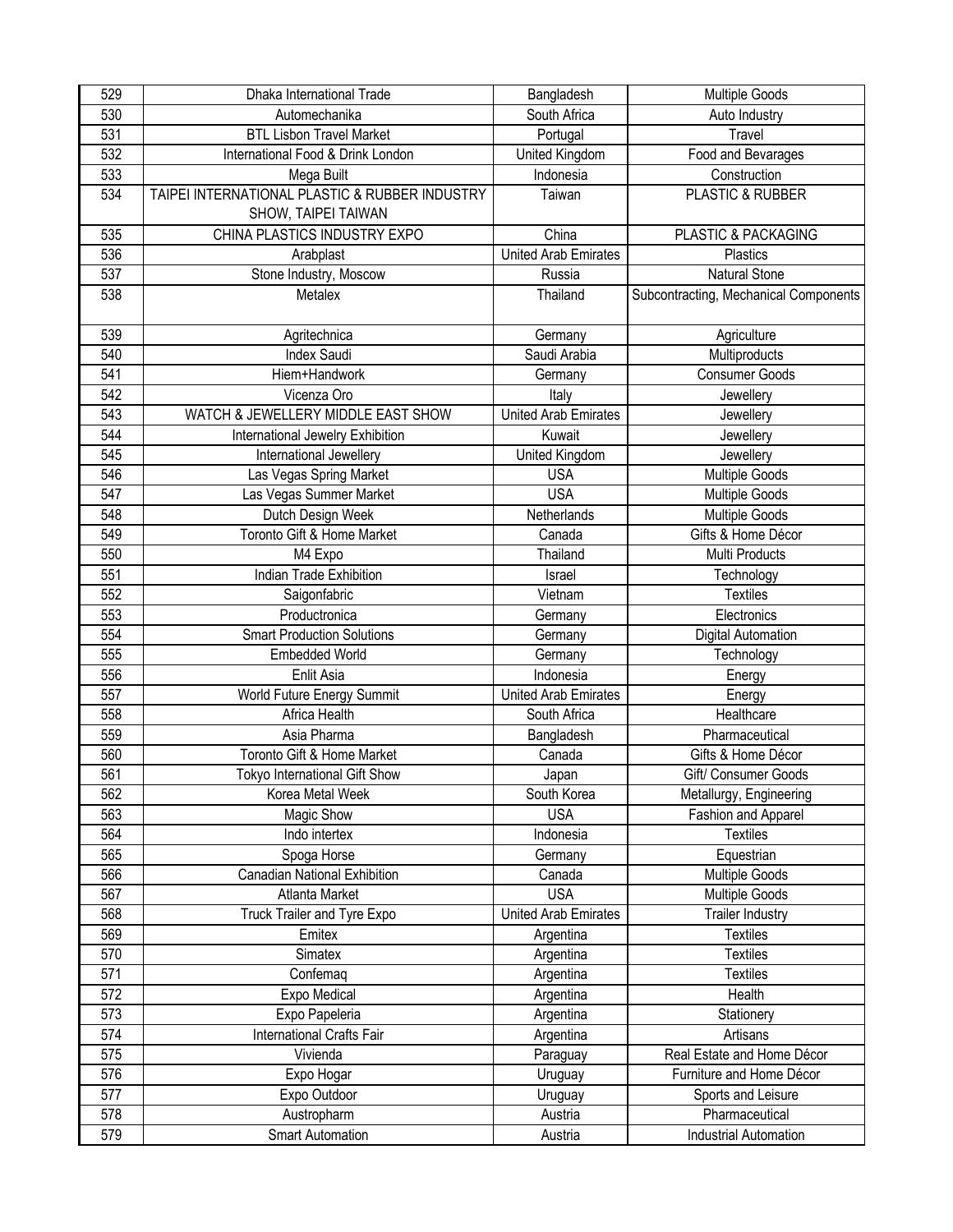| 529 | Dhaka International Trade | Bangladesh | Multiple Goods |
|---|---|---|---|
| 530 | Automechanika | South Africa | Auto Industry |
| 531 | BTL Lisbon Travel Market | Portugal | Travel |
| 532 | International Food & Drink London | United Kingdom | Food and Bevarages |
| 533 | Mega Built | Indonesia | Construction |
| 534 | TAIPEI INTERNATIONAL PLASTIC & RUBBER INDUSTRY SHOW, TAIPEI TAIWAN | Taiwan | PLASTIC & RUBBER |
| 535 | CHINA PLASTICS INDUSTRY EXPO | China | PLASTIC & PACKAGING |
| 536 | Arabplast | United Arab Emirates | Plastics |
| 537 | Stone Industry, Moscow | Russia | Natural Stone |
| 538 | Metalex | Thailand | Subcontracting, Mechanical Components |
| 539 | Agritechnica | Germany | Agriculture |
| 540 | Index Saudi | Saudi Arabia | Multiproducts |
| 541 | Hiem+Handwork | Germany | Consumer Goods |
| 542 | Vicenza Oro | Italy | Jewellery |
| 543 | WATCH & JEWELLERY MIDDLE EAST SHOW | United Arab Emirates | Jewellery |
| 544 | International Jewelry Exhibition | Kuwait | Jewellery |
| 545 | International Jewellery | United Kingdom | Jewellery |
| 546 | Las Vegas Spring Market | USA | Multiple Goods |
| 547 | Las Vegas Summer Market | USA | Multiple Goods |
| 548 | Dutch Design Week | Netherlands | Multiple Goods |
| 549 | Toronto Gift & Home Market | Canada | Gifts & Home Décor |
| 550 | M4 Expo | Thailand | Multi Products |
| 551 | Indian Trade Exhibition | Israel | Technology |
| 552 | Saigonfabric | Vietnam | Textiles |
| 553 | Productronica | Germany | Electronics |
| 554 | Smart Production Solutions | Germany | Digital Automation |
| 555 | Embedded World | Germany | Technology |
| 556 | Enlit Asia | Indonesia | Energy |
| 557 | World Future Energy Summit | United Arab Emirates | Energy |
| 558 | Africa Health | South Africa | Healthcare |
| 559 | Asia Pharma | Bangladesh | Pharmaceutical |
| 560 | Toronto Gift & Home Market | Canada | Gifts & Home Décor |
| 561 | Tokyo International Gift Show | Japan | Gift/ Consumer Goods |
| 562 | Korea Metal Week | South Korea | Metallurgy, Engineering |
| 563 | Magic Show | USA | Fashion and Apparel |
| 564 | Indo intertex | Indonesia | Textiles |
| 565 | Spoga Horse | Germany | Equestrian |
| 566 | Canadian National Exhibition | Canada | Multiple Goods |
| 567 | Atlanta Market | USA | Multiple Goods |
| 568 | Truck Trailer and Tyre Expo | United Arab Emirates | Trailer Industry |
| 569 | Emitex | Argentina | Textiles |
| 570 | Simatex | Argentina | Textiles |
| 571 | Confemaq | Argentina | Textiles |
| 572 | Expo Medical | Argentina | Health |
| 573 | Expo Papeleria | Argentina | Stationery |
| 574 | International Crafts Fair | Argentina | Artisans |
| 575 | Vivienda | Paraguay | Real Estate and Home Décor |
| 576 | Expo Hogar | Uruguay | Furniture and Home Décor |
| 577 | Expo Outdoor | Uruguay | Sports and Leisure |
| 578 | Austropharm | Austria | Pharmaceutical |
| 579 | Smart Automation | Austria | Industrial Automation |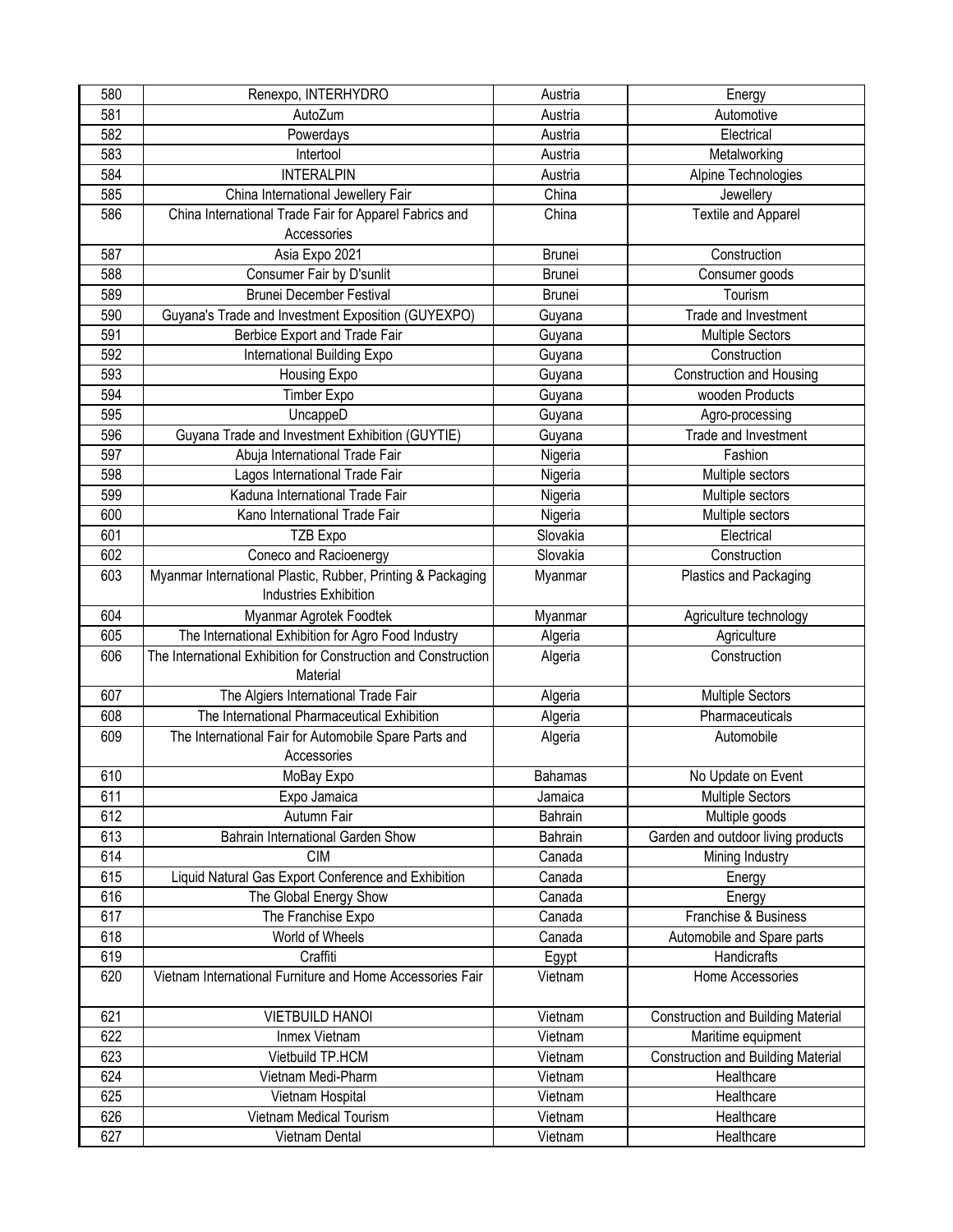| 580 | Renexpo, INTERHYDRO | Austria | Energy |
|---|---|---|---|
| 581 | AutoZum | Austria | Automotive |
| 582 | Powerdays | Austria | Electrical |
| 583 | Intertool | Austria | Metalworking |
| 584 | INTERALPIN | Austria | Alpine Technologies |
| 585 | China International Jewellery Fair | China | Jewellery |
| 586 | China International Trade Fair for Apparel Fabrics and Accessories | China | Textile and Apparel |
| 587 | Asia Expo 2021 | Brunei | Construction |
| 588 | Consumer Fair by D'sunlit | Brunei | Consumer goods |
| 589 | Brunei December Festival | Brunei | Tourism |
| 590 | Guyana's Trade and Investment Exposition (GUYEXPO) | Guyana | Trade and Investment |
| 591 | Berbice Export and Trade Fair | Guyana | Multiple Sectors |
| 592 | International Building Expo | Guyana | Construction |
| 593 | Housing Expo | Guyana | Construction and Housing |
| 594 | Timber Expo | Guyana | wooden Products |
| 595 | UncappeD | Guyana | Agro-processing |
| 596 | Guyana Trade and Investment Exhibition (GUYTIE) | Guyana | Trade and Investment |
| 597 | Abuja International Trade Fair | Nigeria | Fashion |
| 598 | Lagos International Trade Fair | Nigeria | Multiple sectors |
| 599 | Kaduna International Trade Fair | Nigeria | Multiple sectors |
| 600 | Kano International Trade Fair | Nigeria | Multiple sectors |
| 601 | TZB Expo | Slovakia | Electrical |
| 602 | Coneco and Racioenergy | Slovakia | Construction |
| 603 | Myanmar International Plastic, Rubber, Printing & Packaging Industries Exhibition | Myanmar | Plastics and Packaging |
| 604 | Myanmar Agrotek Foodtek | Myanmar | Agriculture technology |
| 605 | The International Exhibition for Agro Food Industry | Algeria | Agriculture |
| 606 | The International Exhibition for Construction and Construction Material | Algeria | Construction |
| 607 | The Algiers International Trade Fair | Algeria | Multiple Sectors |
| 608 | The International Pharmaceutical Exhibition | Algeria | Pharmaceuticals |
| 609 | The International Fair for Automobile Spare Parts and Accessories | Algeria | Automobile |
| 610 | MoBay Expo | Bahamas | No Update on Event |
| 611 | Expo Jamaica | Jamaica | Multiple Sectors |
| 612 | Autumn Fair | Bahrain | Multiple goods |
| 613 | Bahrain International Garden Show | Bahrain | Garden and outdoor living products |
| 614 | CIM | Canada | Mining Industry |
| 615 | Liquid Natural Gas Export Conference and Exhibition | Canada | Energy |
| 616 | The Global Energy Show | Canada | Energy |
| 617 | The Franchise Expo | Canada | Franchise & Business |
| 618 | World of Wheels | Canada | Automobile and Spare parts |
| 619 | Craffiti | Egypt | Handicrafts |
| 620 | Vietnam International Furniture and Home Accessories Fair | Vietnam | Home Accessories |
| 621 | VIETBUILD HANOI | Vietnam | Construction and Building Material |
| 622 | Inmex Vietnam | Vietnam | Maritime equipment |
| 623 | Vietbuild TP.HCM | Vietnam | Construction and Building Material |
| 624 | Vietnam Medi-Pharm | Vietnam | Healthcare |
| 625 | Vietnam Hospital | Vietnam | Healthcare |
| 626 | Vietnam Medical Tourism | Vietnam | Healthcare |
| 627 | Vietnam Dental | Vietnam | Healthcare |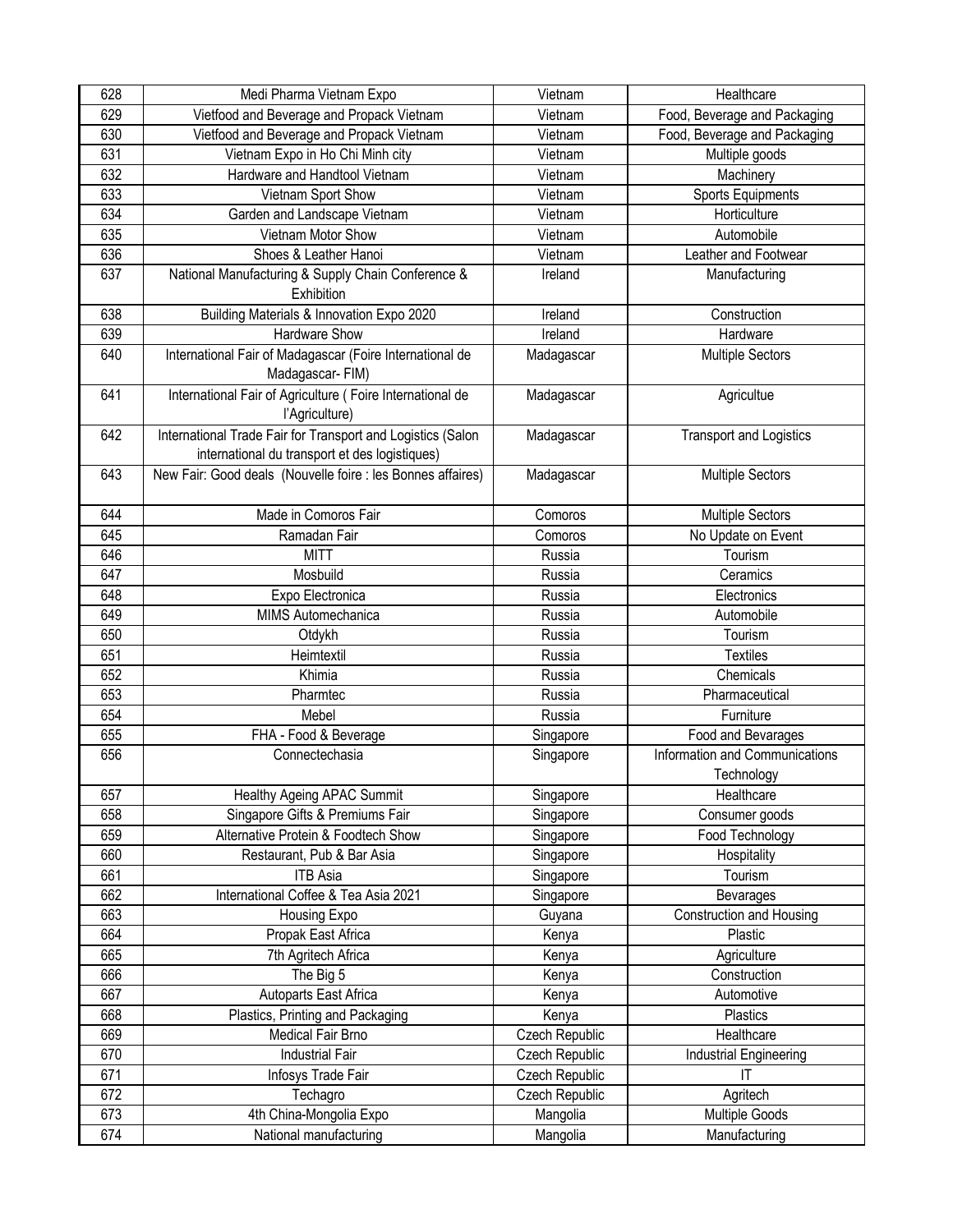| 628 | Medi Pharma Vietnam Expo | Vietnam | Healthcare |
|---|---|---|---|
| 629 | Vietfood and Beverage and Propack Vietnam | Vietnam | Food, Beverage and Packaging |
| 630 | Vietfood and Beverage and Propack Vietnam | Vietnam | Food, Beverage and Packaging |
| 631 | Vietnam Expo in Ho Chi Minh city | Vietnam | Multiple goods |
| 632 | Hardware and Handtool Vietnam | Vietnam | Machinery |
| 633 | Vietnam Sport Show | Vietnam | Sports Equipments |
| 634 | Garden and Landscape Vietnam | Vietnam | Horticulture |
| 635 | Vietnam Motor Show | Vietnam | Automobile |
| 636 | Shoes & Leather Hanoi | Vietnam | Leather and Footwear |
| 637 | National Manufacturing & Supply Chain Conference & Exhibition | Ireland | Manufacturing |
| 638 | Building Materials & Innovation Expo 2020 | Ireland | Construction |
| 639 | Hardware Show | Ireland | Hardware |
| 640 | International Fair of Madagascar (Foire International de Madagascar- FIM) | Madagascar | Multiple Sectors |
| 641 | International Fair of Agriculture ( Foire International de l'Agriculture) | Madagascar | Agricultue |
| 642 | International Trade Fair for Transport and Logistics (Salon international du transport et des logistiques) | Madagascar | Transport and Logistics |
| 643 | New Fair: Good deals (Nouvelle foire : les Bonnes affaires) | Madagascar | Multiple Sectors |
| 644 | Made in Comoros Fair | Comoros | Multiple Sectors |
| 645 | Ramadan Fair | Comoros | No Update on Event |
| 646 | MITT | Russia | Tourism |
| 647 | Mosbuild | Russia | Ceramics |
| 648 | Expo Electronica | Russia | Electronics |
| 649 | MIMS Automechanica | Russia | Automobile |
| 650 | Otdykh | Russia | Tourism |
| 651 | Heimtextil | Russia | Textiles |
| 652 | Khimia | Russia | Chemicals |
| 653 | Pharmtec | Russia | Pharmaceutical |
| 654 | Mebel | Russia | Furniture |
| 655 | FHA - Food & Beverage | Singapore | Food and Bevarages |
| 656 | Connectechasia | Singapore | Information and Communications Technology |
| 657 | Healthy Ageing APAC Summit | Singapore | Healthcare |
| 658 | Singapore Gifts & Premiums Fair | Singapore | Consumer goods |
| 659 | Alternative Protein & Foodtech Show | Singapore | Food Technology |
| 660 | Restaurant, Pub & Bar Asia | Singapore | Hospitality |
| 661 | ITB Asia | Singapore | Tourism |
| 662 | International Coffee & Tea Asia 2021 | Singapore | Bevarages |
| 663 | Housing Expo | Guyana | Construction and Housing |
| 664 | Propak East Africa | Kenya | Plastic |
| 665 | 7th Agritech Africa | Kenya | Agriculture |
| 666 | The Big 5 | Kenya | Construction |
| 667 | Autoparts East Africa | Kenya | Automotive |
| 668 | Plastics, Printing and Packaging | Kenya | Plastics |
| 669 | Medical Fair Brno | Czech Republic | Healthcare |
| 670 | Industrial Fair | Czech Republic | Industrial Engineering |
| 671 | Infosys Trade Fair | Czech Republic | IT |
| 672 | Techagro | Czech Republic | Agritech |
| 673 | 4th China-Mongolia Expo | Mangolia | Multiple Goods |
| 674 | National manufacturing | Mangolia | Manufacturing |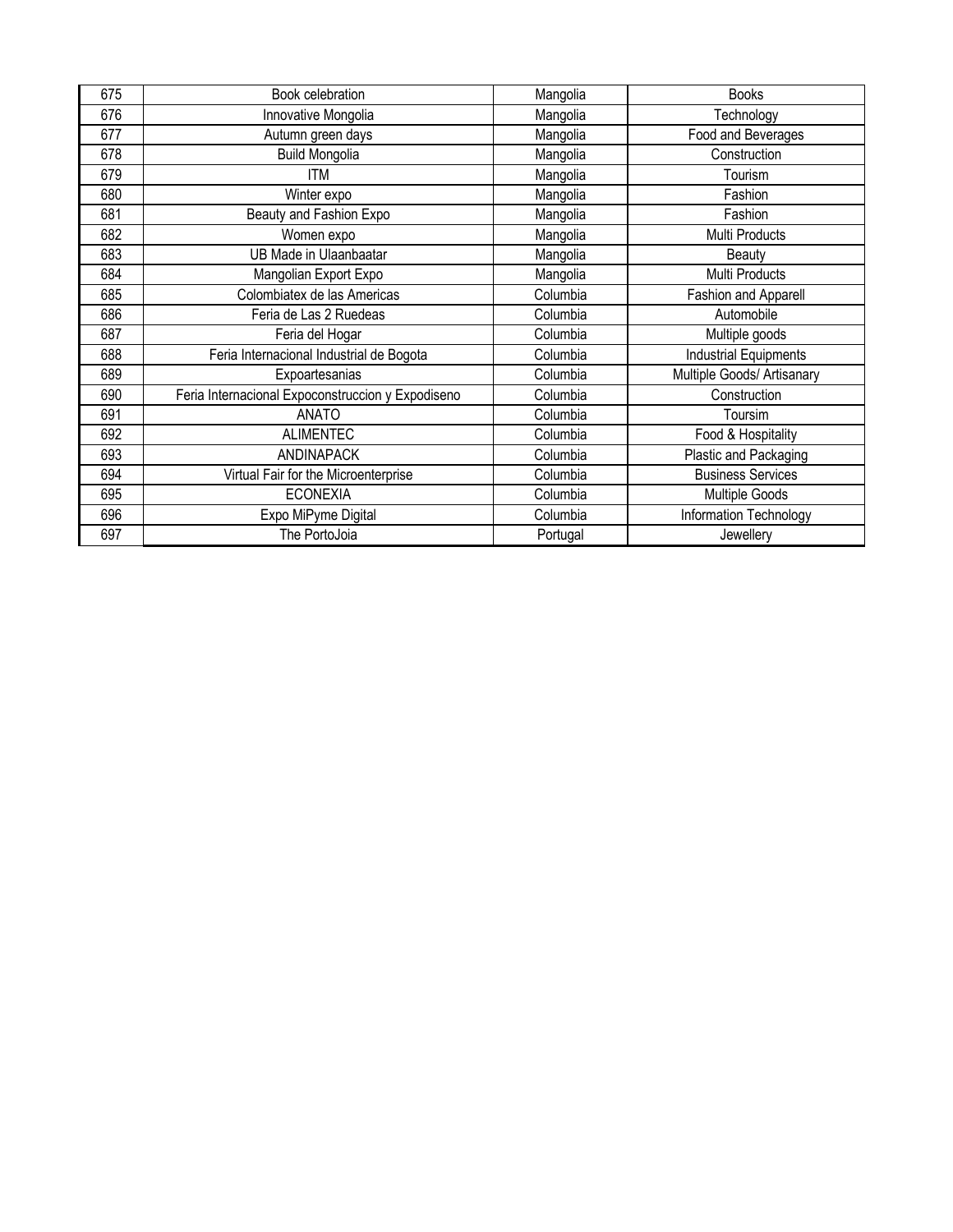| | | | |
|---|---|---|---|
| 675 | Book celebration | Mangolia | Books |
| 676 | Innovative Mongolia | Mangolia | Technology |
| 677 | Autumn green days | Mangolia | Food and Beverages |
| 678 | Build Mongolia | Mangolia | Construction |
| 679 | ITM | Mangolia | Tourism |
| 680 | Winter expo | Mangolia | Fashion |
| 681 | Beauty and Fashion Expo | Mangolia | Fashion |
| 682 | Women expo | Mangolia | Multi Products |
| 683 | UB Made in Ulaanbaatar | Mangolia | Beauty |
| 684 | Mangolian Export Expo | Mangolia | Multi Products |
| 685 | Colombiatex de las Americas | Columbia | Fashion and Apparell |
| 686 | Feria de Las 2 Ruedeas | Columbia | Automobile |
| 687 | Feria del Hogar | Columbia | Multiple goods |
| 688 | Feria Internacional Industrial de Bogota | Columbia | Industrial Equipments |
| 689 | Expoartesanias | Columbia | Multiple Goods/ Artisanary |
| 690 | Feria Internacional Expoconstruccion y Expodiseno | Columbia | Construction |
| 691 | ANATO | Columbia | Toursim |
| 692 | ALIMENTEC | Columbia | Food & Hospitality |
| 693 | ANDINAPACK | Columbia | Plastic and Packaging |
| 694 | Virtual Fair for the Microenterprise | Columbia | Business Services |
| 695 | ECONEXIA | Columbia | Multiple Goods |
| 696 | Expo MiPyme Digital | Columbia | Information Technology |
| 697 | The PortoJoia | Portugal | Jewellery |